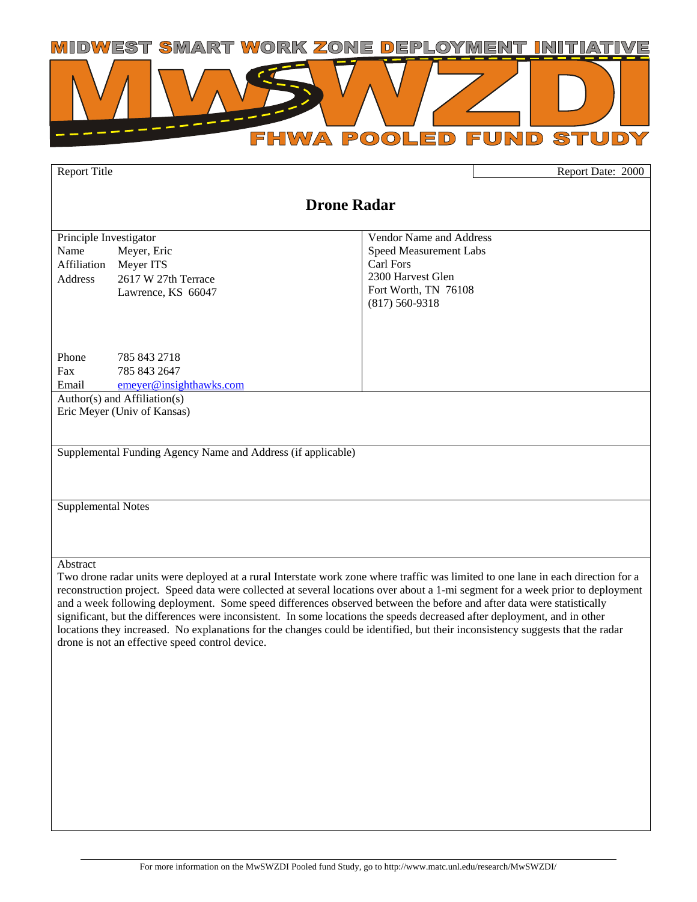# MIDWEST SMART WORK ZONE DEPLOYMENT INITIATIVE

# MwSWZDI

## FHWA POOLED FUND STUDY

| Report Title | Report Date: 2000 |
|---|---|

# Drone Radar

| Principle Investigator | Vendor Name and Address |
|---|---|
| Name: Meyer, Eric | Speed Measurement Labs |
| Affiliation: Meyer ITS | Carl Fors |
| Address: 2617 W 27th Terrace, Lawrence, KS 66047 | 2300 Harvest Glen |
| | Fort Worth, TN 76108 |
| | (817) 560-9318 |
| Phone: 785 843 2718 | |
| Fax: 785 843 2647 | |
| Email: emeyer@insighthawks.com | |

**Author(s) and Affiliation(s)**

Eric Meyer (Univ of Kansas)

**Supplemental Funding Agency Name and Address (if applicable)**

**Supplemental Notes**

**Abstract**

Two drone radar units were deployed at a rural Interstate work zone where traffic was limited to one lane in each direction for a reconstruction project. Speed data were collected at several locations over about a 1-mi segment for a week prior to deployment and a week following deployment. Some speed differences observed between the before and after data were statistically significant, but the differences were inconsistent. In some locations the speeds decreased after deployment, and in other locations they increased. No explanations for the changes could be identified, but their inconsistency suggests that the radar drone is not an effective speed control device.

For more information on the MwSWZDI Pooled fund Study, go to http://www.matc.unl.edu/research/MwSWZDI/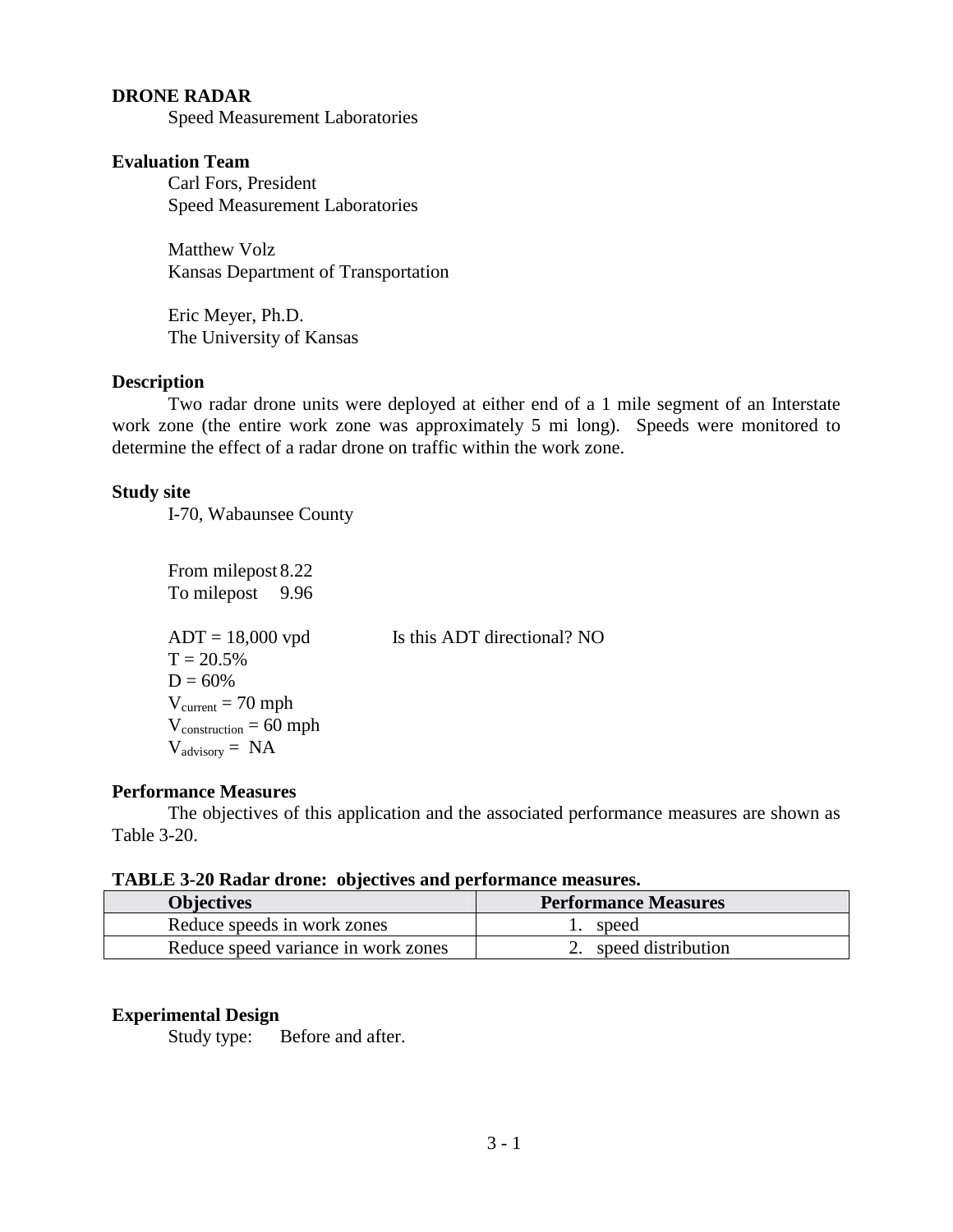**DRONE RADAR**

Speed Measurement Laboratories

**Evaluation Team**

Carl Fors, President
Speed Measurement Laboratories

Matthew Volz
Kansas Department of Transportation

Eric Meyer, Ph.D.
The University of Kansas

**Description**

Two radar drone units were deployed at either end of a 1 mile segment of an Interstate work zone (the entire work zone was approximately 5 mi long). Speeds were monitored to determine the effect of a radar drone on traffic within the work zone.

**Study site**

I-70, Wabaunsee County

From milepost 8.22
To milepost 9.96

ADT = 18,000 vpd Is this ADT directional? NO
T = 20.5%
D = 60%
$V_{current}$ = 70 mph
$V_{construction}$ = 60 mph
$V_{advisory}$ = NA

**Performance Measures**

The objectives of this application and the associated performance measures are shown as Table 3-20.

**TABLE 3-20 Radar drone: objectives and performance measures.**

| Objectives | Performance Measures |
|---|---|
| Reduce speeds in work zones | 1. speed |
| Reduce speed variance in work zones | 2. speed distribution |

**Experimental Design**

Study type: Before and after.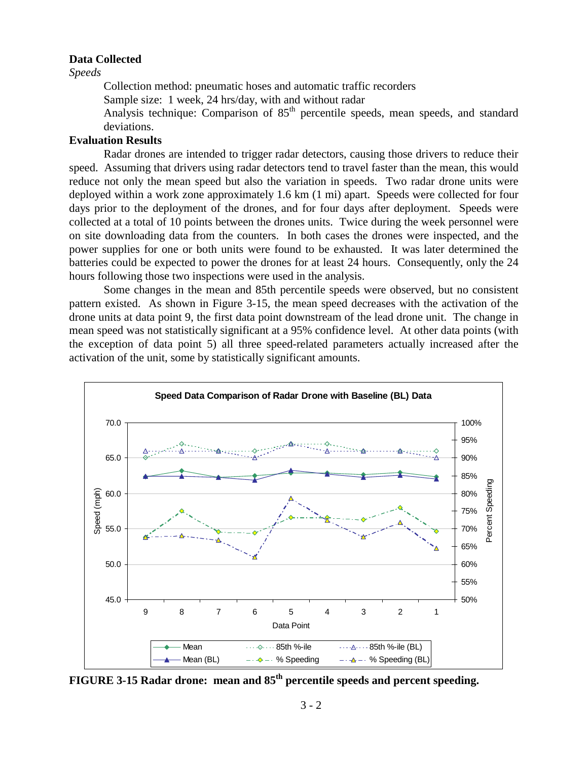**Data Collected**

*Speeds*

Collection method: pneumatic hoses and automatic traffic recorders

Sample size: 1 week, 24 hrs/day, with and without radar

Analysis technique: Comparison of 85th percentile speeds, mean speeds, and standard deviations.

**Evaluation Results**

Radar drones are intended to trigger radar detectors, causing those drivers to reduce their speed. Assuming that drivers using radar detectors tend to travel faster than the mean, this would reduce not only the mean speed but also the variation in speeds. Two radar drone units were deployed within a work zone approximately 1.6 km (1 mi) apart. Speeds were collected for four days prior to the deployment of the drones, and for four days after deployment. Speeds were collected at a total of 10 points between the drones units. Twice during the week personnel were on site downloading data from the counters. In both cases the drones were inspected, and the power supplies for one or both units were found to be exhausted. It was later determined the batteries could be expected to power the drones for at least 24 hours. Consequently, only the 24 hours following those two inspections were used in the analysis.

Some changes in the mean and 85th percentile speeds were observed, but no consistent pattern existed. As shown in Figure 3-15, the mean speed decreases with the activation of the drone units at data point 9, the first data point downstream of the lead drone unit. The change in mean speed was not statistically significant at a 95% confidence level. At other data points (with the exception of data point 5) all three speed-related parameters actually increased after the activation of the unit, some by statistically significant amounts.

**FIGURE 3-15 Radar drone: mean and 85th percentile speeds and percent speeding.**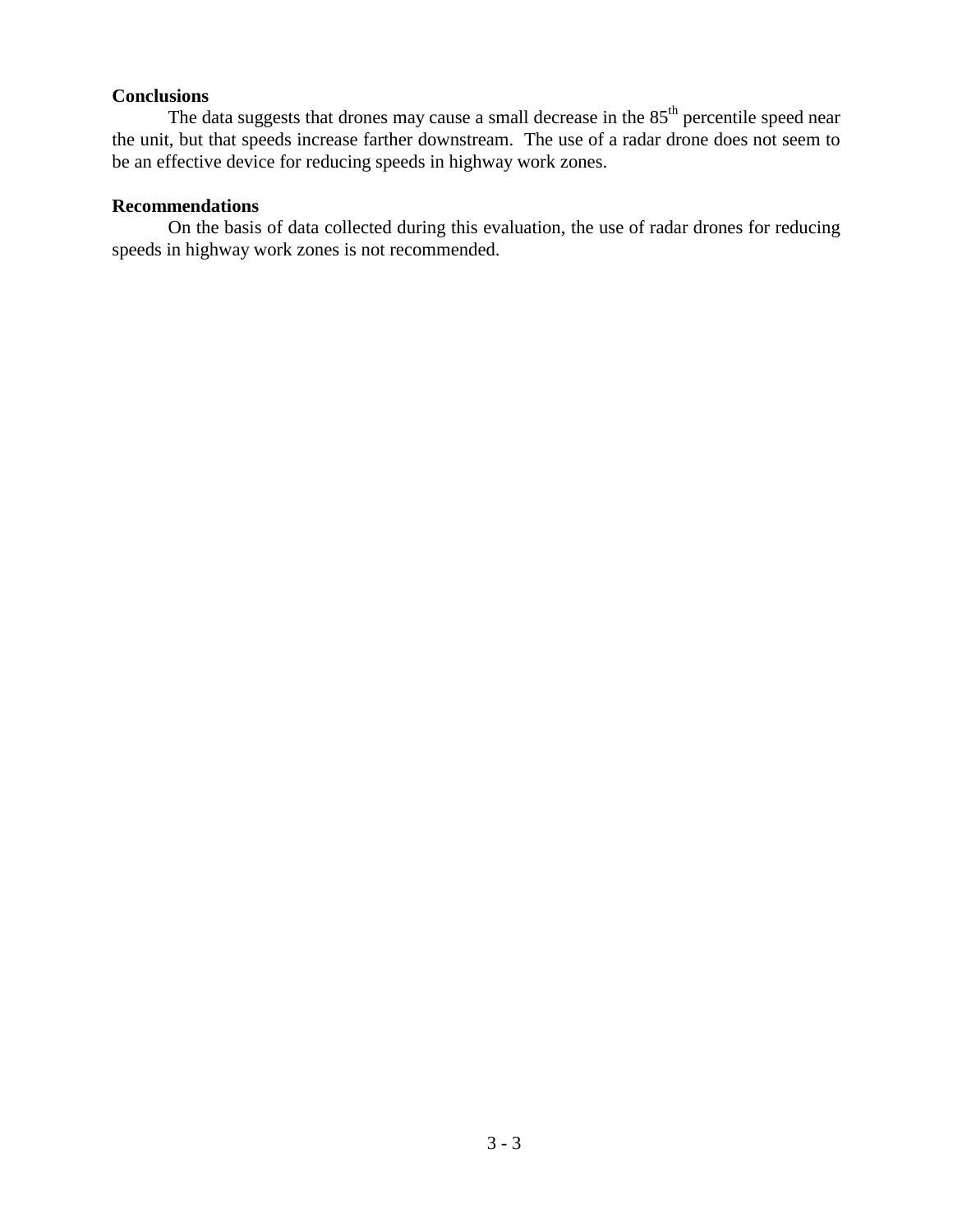**Conclusions**

The data suggests that drones may cause a small decrease in the 85$^{th}$ percentile speed near the unit, but that speeds increase farther downstream. The use of a radar drone does not seem to be an effective device for reducing speeds in highway work zones.

**Recommendations**

On the basis of data collected during this evaluation, the use of radar drones for reducing speeds in highway work zones is not recommended.